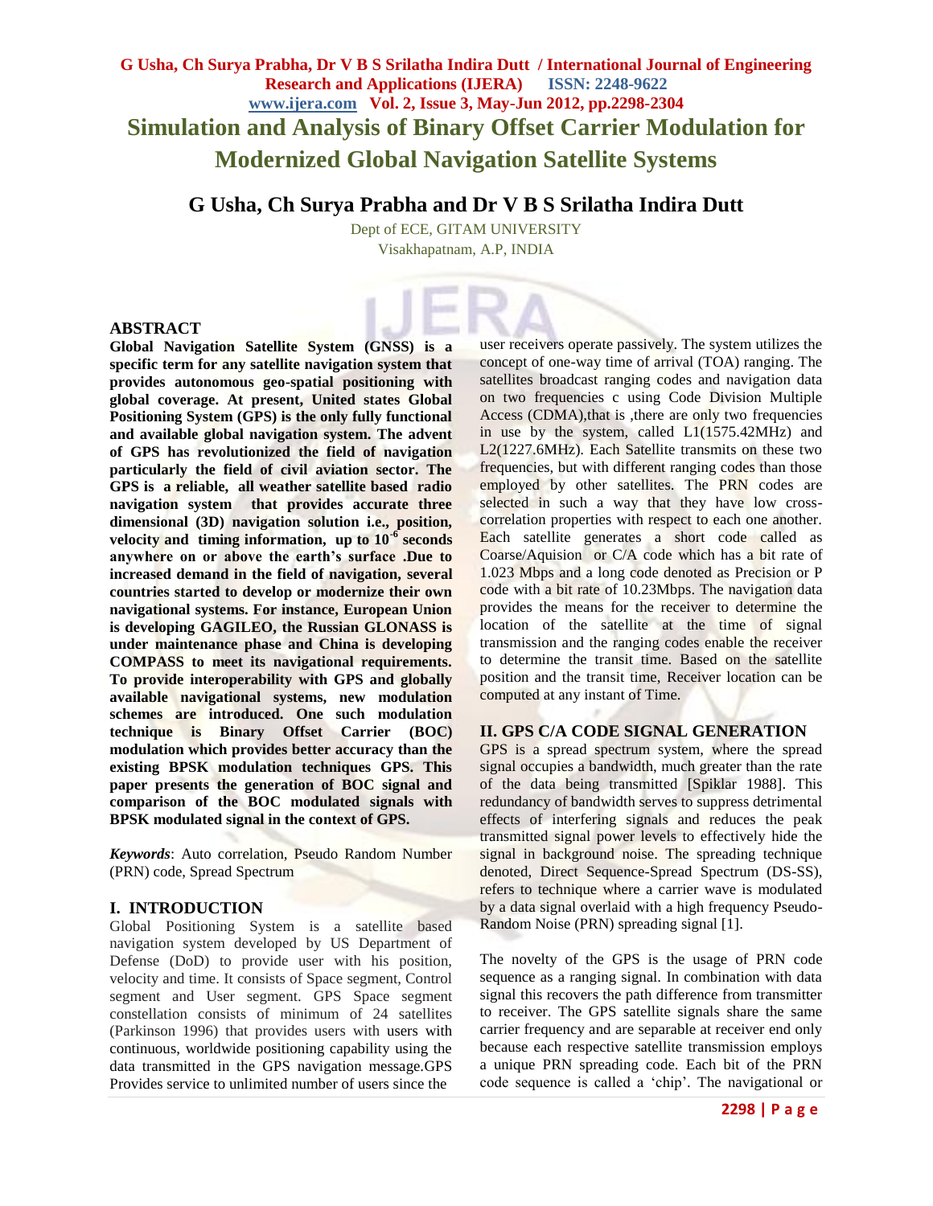# Simulation and Analysis of Binary Offset Carrier Modulation for Modernized Global Navigation Satellite Systems

## G Usha, Ch Surya Prabha and Dr V B S Srilatha Indira Dutt

Dept of ECE, GITAM UNIVERSITY
Visakhapatnam, A.P, INDIA

## ABSTRACT

**Global Navigation Satellite System (GNSS) is a specific term for any satellite navigation system that provides autonomous geo-spatial positioning with global coverage. At present, United states Global Positioning System (GPS) is the only fully functional and available global navigation system. The advent of GPS has revolutionized the field of navigation particularly the field of civil aviation sector. The GPS is a reliable, all weather satellite based radio navigation system that provides accurate three dimensional (3D) navigation solution i.e., position, velocity and timing information, up to $10^{-6}$ seconds anywhere on or above the earth's surface .Due to increased demand in the field of navigation, several countries started to develop or modernize their own navigational systems. For instance, European Union is developing GAGILEO, the Russian GLONASS is under maintenance phase and China is developing COMPASS to meet its navigational requirements. To provide interoperability with GPS and globally available navigational systems, new modulation schemes are introduced. One such modulation technique is Binary Offset Carrier (BOC) modulation which provides better accuracy than the existing BPSK modulation techniques GPS. This paper presents the generation of BOC signal and comparison of the BOC modulated signals with BPSK modulated signal in the context of GPS.**

*Keywords*: Auto correlation, Pseudo Random Number (PRN) code, Spread Spectrum

## I. INTRODUCTION

Global Positioning System is a satellite based navigation system developed by US Department of Defense (DoD) to provide user with his position, velocity and time. It consists of Space segment, Control segment and User segment. GPS Space segment constellation consists of minimum of 24 satellites (Parkinson 1996) that provides users with users with continuous, worldwide positioning capability using the data transmitted in the GPS navigation message.GPS Provides service to unlimited number of users since the user receivers operate passively. The system utilizes the concept of one-way time of arrival (TOA) ranging. The satellites broadcast ranging codes and navigation data on two frequencies c using Code Division Multiple Access (CDMA),that is ,there are only two frequencies in use by the system, called L1(1575.42MHz) and L2(1227.6MHz). Each Satellite transmits on these two frequencies, but with different ranging codes than those employed by other satellites. The PRN codes are selected in such a way that they have low cross-correlation properties with respect to each one another. Each satellite generates a short code called as Coarse/Aquision or C/A code which has a bit rate of 1.023 Mbps and a long code denoted as Precision or P code with a bit rate of 10.23Mbps. The navigation data provides the means for the receiver to determine the location of the satellite at the time of signal transmission and the ranging codes enable the receiver to determine the transit time. Based on the satellite position and the transit time, Receiver location can be computed at any instant of Time.

## II. GPS C/A CODE SIGNAL GENERATION

GPS is a spread spectrum system, where the spread signal occupies a bandwidth, much greater than the rate of the data being transmitted [Spiklar 1988]. This redundancy of bandwidth serves to suppress detrimental effects of interfering signals and reduces the peak transmitted signal power levels to effectively hide the signal in background noise. The spreading technique denoted, Direct Sequence-Spread Spectrum (DS-SS), refers to technique where a carrier wave is modulated by a data signal overlaid with a high frequency Pseudo-Random Noise (PRN) spreading signal [1].

The novelty of the GPS is the usage of PRN code sequence as a ranging signal. In combination with data signal this recovers the path difference from transmitter to receiver. The GPS satellite signals share the same carrier frequency and are separable at receiver end only because each respective satellite transmission employs a unique PRN spreading code. Each bit of the PRN code sequence is called a 'chip'. The navigational or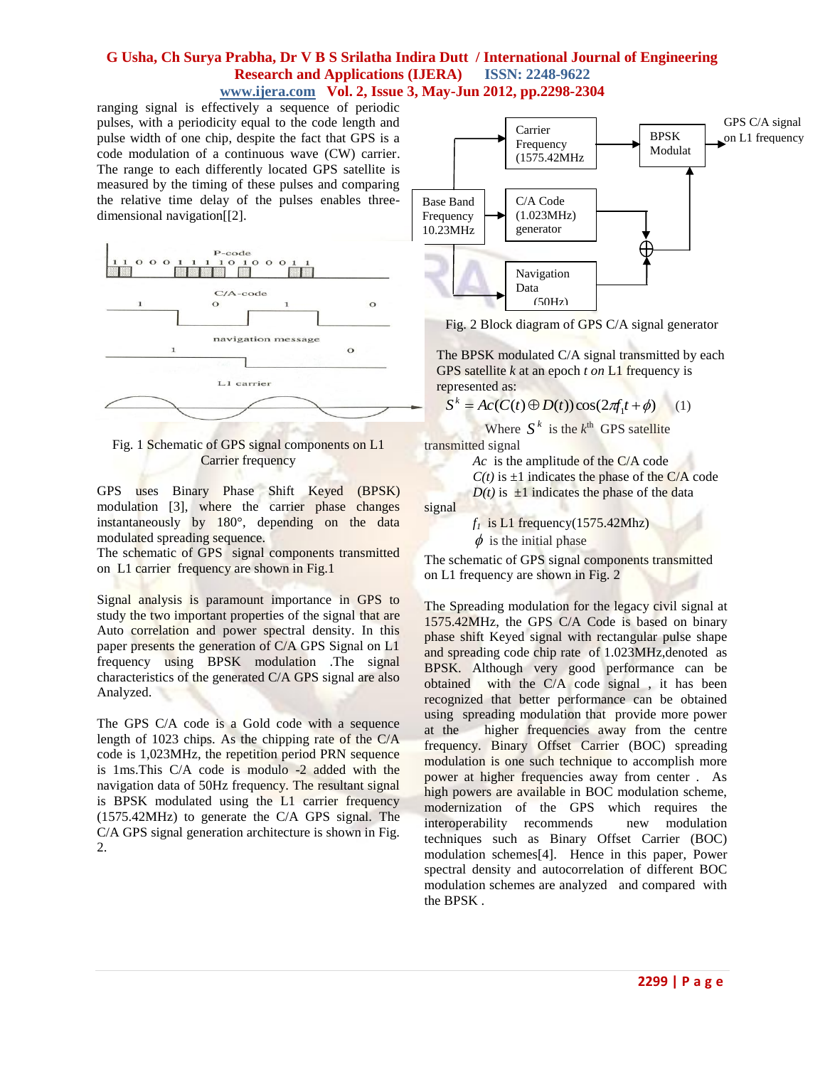ranging signal is effectively a sequence of periodic pulses, with a periodicity equal to the code length and pulse width of one chip, despite the fact that GPS is a code modulation of a continuous wave (CW) carrier. The range to each differently located GPS satellite is measured by the timing of these pulses and comparing the relative time delay of the pulses enables three-dimensional navigation[[2].

P-code

1 1 0 0 0 1 1 1 1 0 1 0 0 0 1 1

C/A-code

1 0 1 0

navigation message

1 0

L1 carrier

Fig. 1 Schematic of GPS signal components on L1 Carrier frequency

GPS uses Binary Phase Shift Keyed (BPSK) modulation [3], where the carrier phase changes instantaneously by 180°, depending on the data modulated spreading sequence.
The schematic of GPS signal components transmitted on L1 carrier frequency are shown in Fig.1

Signal analysis is paramount importance in GPS to study the two important properties of the signal that are Auto correlation and power spectral density. In this paper presents the generation of C/A GPS Signal on L1 frequency using BPSK modulation .The signal characteristics of the generated C/A GPS signal are also Analyzed.

The GPS C/A code is a Gold code with a sequence length of 1023 chips. As the chipping rate of the C/A code is 1,023MHz, the repetition period PRN sequence is 1ms.This C/A code is modulo -2 added with the navigation data of 50Hz frequency. The resultant signal is BPSK modulated using the L1 carrier frequency (1575.42MHz) to generate the C/A GPS signal. The C/A GPS signal generation architecture is shown in Fig. 2.

Carrier Frequency (1575.42MHz

BPSK Modulat

GPS C/A signal on L1 frequency

Base Band Frequency 10.23MHz

C/A Code (1.023MHz) generator

Navigation Data (50Hz)

Fig. 2 Block diagram of GPS C/A signal generator

The BPSK modulated C/A signal transmitted by each GPS satellite *k* at an epoch *t on* L1 frequency is represented as:

$$S^k = Ac(C(t) \oplus D(t))\cos(2\pi f_1 t + \phi) \quad (1)$$

Where $S^k$ is the $k^{th}$ GPS satellite transmitted signal

$Ac$ is the amplitude of the C/A code

$C(t)$ is ±1 indicates the phase of the C/A code

$D(t)$ is ±1 indicates the phase of the data signal

$f_1$ is L1 frequency(1575.42Mhz)

$\phi$ is the initial phase

The schematic of GPS signal components transmitted on L1 frequency are shown in Fig. 2

The Spreading modulation for the legacy civil signal at 1575.42MHz, the GPS C/A Code is based on binary phase shift Keyed signal with rectangular pulse shape and spreading code chip rate of 1.023MHz,denoted as BPSK. Although very good performance can be obtained with the C/A code signal , it has been recognized that better performance can be obtained using spreading modulation that provide more power at the higher frequencies away from the centre frequency. Binary Offset Carrier (BOC) spreading modulation is one such technique to accomplish more power at higher frequencies away from center . As high powers are available in BOC modulation scheme, modernization of the GPS which requires the interoperability recommends new modulation techniques such as Binary Offset Carrier (BOC) modulation schemes[4]. Hence in this paper, Power spectral density and autocorrelation of different BOC modulation schemes are analyzed and compared with the BPSK .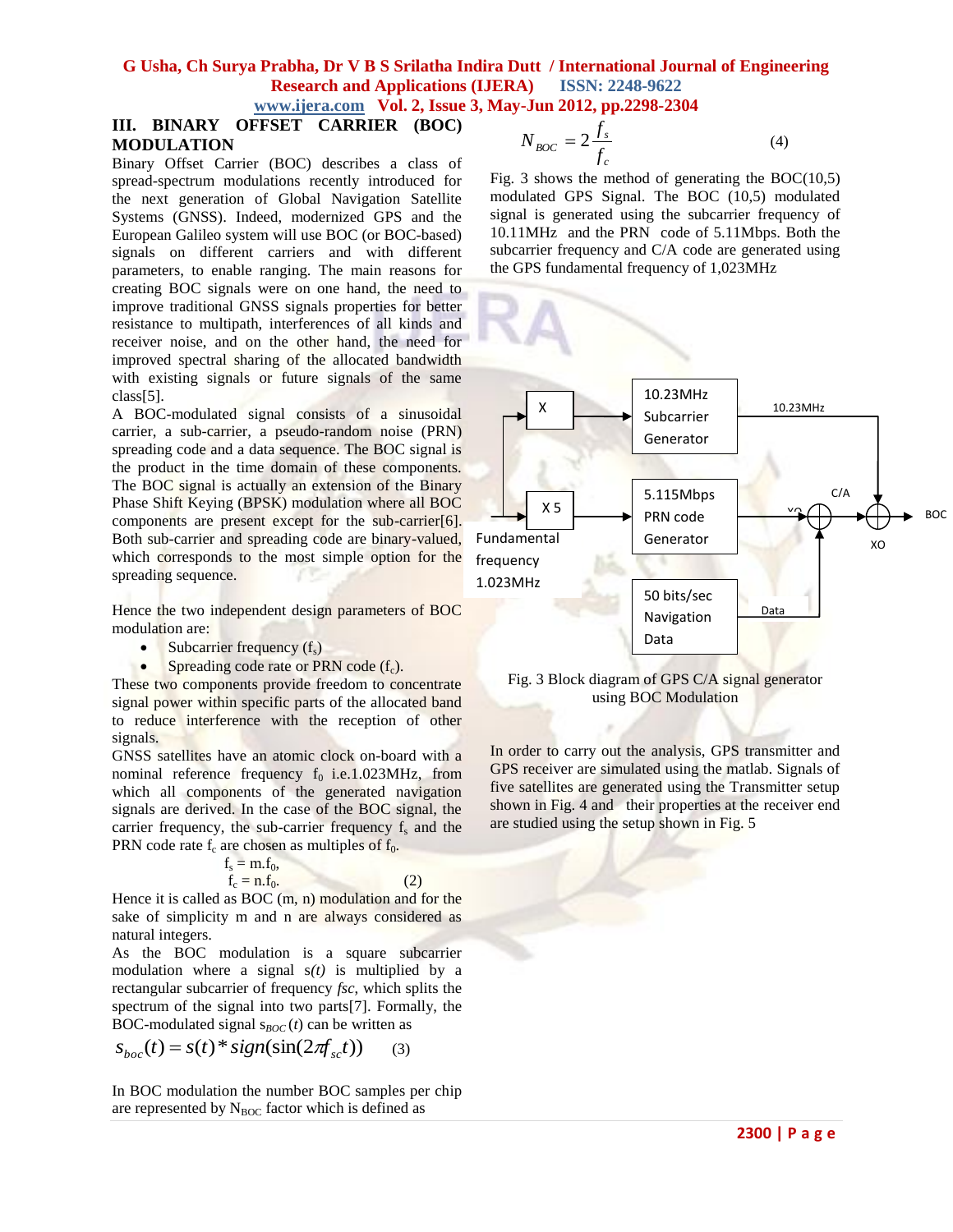## III. BINARY OFFSET CARRIER (BOC) MODULATION

Binary Offset Carrier (BOC) describes a class of spread-spectrum modulations recently introduced for the next generation of Global Navigation Satellite Systems (GNSS). Indeed, modernized GPS and the European Galileo system will use BOC (or BOC-based) signals on different carriers and with different parameters, to enable ranging. The main reasons for creating BOC signals were on one hand, the need to improve traditional GNSS signals properties for better resistance to multipath, interferences of all kinds and receiver noise, and on the other hand, the need for improved spectral sharing of the allocated bandwidth with existing signals or future signals of the same class[5].

A BOC-modulated signal consists of a sinusoidal carrier, a sub-carrier, a pseudo-random noise (PRN) spreading code and a data sequence. The BOC signal is the product in the time domain of these components. The BOC signal is actually an extension of the Binary Phase Shift Keying (BPSK) modulation where all BOC components are present except for the sub-carrier[6]. Both sub-carrier and spreading code are binary-valued, which corresponds to the most simple option for the spreading sequence.

Hence the two independent design parameters of BOC modulation are:

- Subcarrier frequency ($f_s$)
- Spreading code rate or PRN code ($f_c$).

These two components provide freedom to concentrate signal power within specific parts of the allocated band to reduce interference with the reception of other signals.

GNSS satellites have an atomic clock on-board with a nominal reference frequency $f_0$ i.e.1.023MHz, from which all components of the generated navigation signals are derived. In the case of the BOC signal, the carrier frequency, the sub-carrier frequency $f_s$ and the PRN code rate $f_c$ are chosen as multiples of $f_0$.

$$f_s = m.f_0,$$
$$f_c = n.f_0. \qquad (2)$$

Hence it is called as BOC (m, n) modulation and for the sake of simplicity m and n are always considered as natural integers.

As the BOC modulation is a square subcarrier modulation where a signal $s(t)$ is multiplied by a rectangular subcarrier of frequency $fsc$, which splits the spectrum of the signal into two parts[7]. Formally, the BOC-modulated signal $s_{BOC}(t)$ can be written as

$$s_{boc}(t) = s(t) * sign(\sin(2\pi f_{sc} t)) \qquad (3)$$

In BOC modulation the number BOC samples per chip are represented by $N_{BOC}$ factor which is defined as

$$N_{BOC} = 2\frac{f_s}{f_c} \qquad (4)$$

Fig. 3 shows the method of generating the BOC(10,5) modulated GPS Signal. The BOC (10,5) modulated signal is generated using the subcarrier frequency of 10.11MHz and the PRN code of 5.11Mbps. Both the subcarrier frequency and C/A code are generated using the GPS fundamental frequency of 1,023MHz

X

X 5

Fundamental frequency 1.023MHz

10.23MHz Subcarrier Generator

5.115Mbps PRN code Generator

50 bits/sec Navigation Data

10.23MHz

C/A

Data

XO

BOC

Fig. 3 Block diagram of GPS C/A signal generator using BOC Modulation

In order to carry out the analysis, GPS transmitter and GPS receiver are simulated using the matlab. Signals of five satellites are generated using the Transmitter setup shown in Fig. 4 and their properties at the receiver end are studied using the setup shown in Fig. 5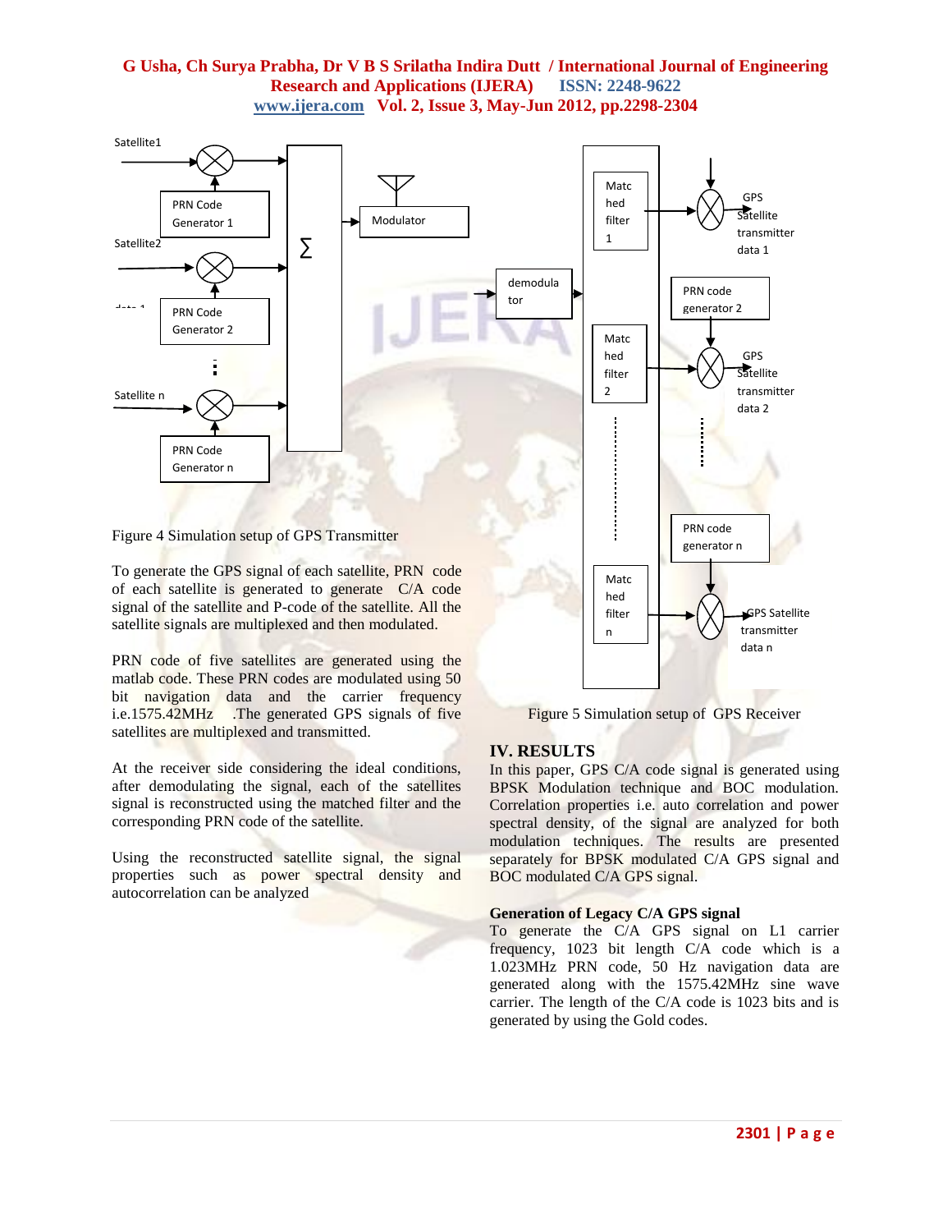Satellite1

PRN Code Generator 1

Satellite2

PRN Code Generator 2

Satellite n

PRN Code Generator n

∑

Modulator

Figure 4 Simulation setup of GPS Transmitter

To generate the GPS signal of each satellite, PRN code of each satellite is generated to generate C/A code signal of the satellite and P-code of the satellite. All the satellite signals are multiplexed and then modulated.

PRN code of five satellites are generated using the matlab code. These PRN codes are modulated using 50 bit navigation data and the carrier frequency i.e.1575.42MHz .The generated GPS signals of five satellites are multiplexed and transmitted.

At the receiver side considering the ideal conditions, after demodulating the signal, each of the satellites signal is reconstructed using the matched filter and the corresponding PRN code of the satellite.

Using the reconstructed satellite signal, the signal properties such as power spectral density and autocorrelation can be analyzed

demodulator

Matched filter 1

GPS Satellite transmitter data 1

PRN code generator 2

Matched filter 2

GPS Satellite transmitter data 2

PRN code generator n

Matched filter n

GPS Satellite transmitter data n

Figure 5 Simulation setup of GPS Receiver

## IV. RESULTS

In this paper, GPS C/A code signal is generated using BPSK Modulation technique and BOC modulation. Correlation properties i.e. auto correlation and power spectral density, of the signal are analyzed for both modulation techniques. The results are presented separately for BPSK modulated C/A GPS signal and BOC modulated C/A GPS signal.

### Generation of Legacy C/A GPS signal

To generate the C/A GPS signal on L1 carrier frequency, 1023 bit length C/A code which is a 1.023MHz PRN code, 50 Hz navigation data are generated along with the 1575.42MHz sine wave carrier. The length of the C/A code is 1023 bits and is generated by using the Gold codes.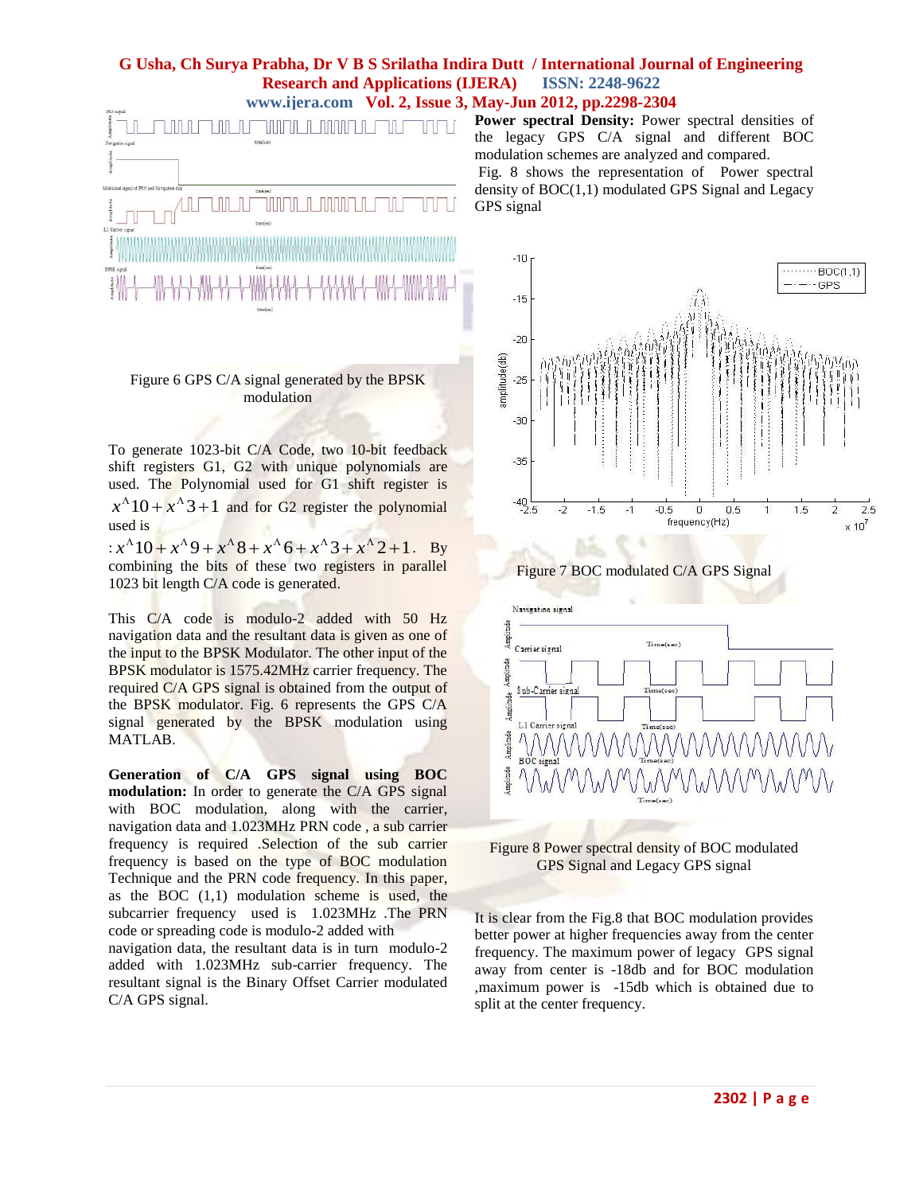PRN signal

Amplitude

Navigation signal

time(sec)

Amplitude

Modulated signal of PRN and Navigation data

time(sec)

Amplitude

time(sec)

L1 Carrier signal

Amplitude

time(sec)

BPSK signal

Amplitude

time(sec)

Figure 6 GPS C/A signal generated by the BPSK modulation

To generate 1023-bit C/A Code, two 10-bit feedback shift registers G1, G2 with unique polynomials are used. The Polynomial used for G1 shift register is $x^{10}+x^{3}+1$ and for G2 register the polynomial used is

: $x^{10}+x^{9}+x^{8}+x^{6}+x^{3}+x^{2}+1$. By combining the bits of these two registers in parallel 1023 bit length C/A code is generated.

This C/A code is modulo-2 added with 50 Hz navigation data and the resultant data is given as one of the input to the BPSK Modulator. The other input of the BPSK modulator is 1575.42MHz carrier frequency. The required C/A GPS signal is obtained from the output of the BPSK modulator. Fig. 6 represents the GPS C/A signal generated by the BPSK modulation using MATLAB.

**Generation of C/A GPS signal using BOC modulation:** In order to generate the C/A GPS signal with BOC modulation, along with the carrier, navigation data and 1.023MHz PRN code , a sub carrier frequency is required .Selection of the sub carrier frequency is based on the type of BOC modulation Technique and the PRN code frequency. In this paper, as the BOC (1,1) modulation scheme is used, the subcarrier frequency used is 1.023MHz .The PRN code or spreading code is modulo-2 added with navigation data, the resultant data is in turn modulo-2 added with 1.023MHz sub-carrier frequency. The resultant signal is the Binary Offset Carrier modulated C/A GPS signal.

**Power spectral Density:** Power spectral densities of the legacy GPS C/A signal and different BOC modulation schemes are analyzed and compared.

Fig. 8 shows the representation of Power spectral density of BOC(1,1) modulated GPS Signal and Legacy GPS signal

BOC(1,1)

GPS

amplitude(db)

-10

-15

-20

-25

-30

-35

-40

-2.5 -2 -1.5 -1 -0.5 0 0.5 1 1.5 2 2.5

frequency(Hz)

x 10^7

Figure 7 BOC modulated C/A GPS Signal

Navigation signal

Amplitude

Carrier signal

Time(sec)

Amplitude

Sub-Carrier signal

Time(sec)

Amplitude

L1 Carrier signal

Time(sec)

Amplitude

BOC signal

Time(sec)

Amplitude

Time(sec)

Figure 8 Power spectral density of BOC modulated GPS Signal and Legacy GPS signal

It is clear from the Fig.8 that BOC modulation provides better power at higher frequencies away from the center frequency. The maximum power of legacy GPS signal away from center is -18db and for BOC modulation ,maximum power is -15db which is obtained due to split at the center frequency.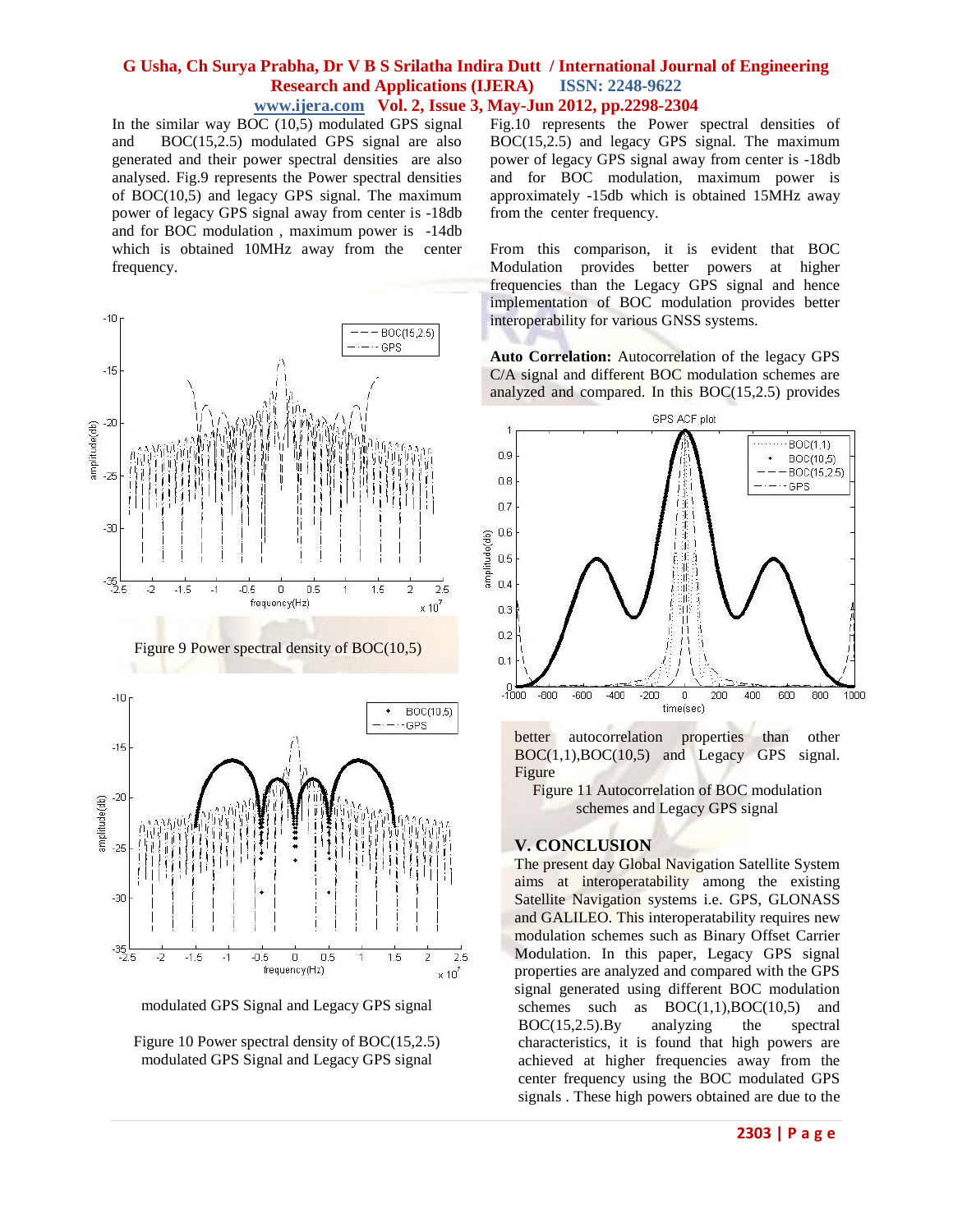In the similar way BOC (10,5) modulated GPS signal and BOC(15,2.5) modulated GPS signal are also generated and their power spectral densities are also analysed. Fig.9 represents the Power spectral densities of BOC(10,5) and legacy GPS signal. The maximum power of legacy GPS signal away from center is -18db and for BOC modulation , maximum power is -14db which is obtained 10MHz away from the center frequency.

BOC(15,2.5)
GPS
amplitude(db)
frequency(Hz)
x 10^7

Figure 9 Power spectral density of BOC(10,5)

BOC(10,5)
GPS
amplitude(db)
frequency(Hz)
x 10^7

modulated GPS Signal and Legacy GPS signal

Figure 10 Power spectral density of BOC(15,2.5) modulated GPS Signal and Legacy GPS signal

Fig.10 represents the Power spectral densities of BOC(15,2.5) and legacy GPS signal. The maximum power of legacy GPS signal away from center is -18db and for BOC modulation, maximum power is approximately -15db which is obtained 15MHz away from the center frequency.

From this comparison, it is evident that BOC Modulation provides better powers at higher frequencies than the Legacy GPS signal and hence implementation of BOC modulation provides better interoperability for various GNSS systems.

**Auto Correlation:** Autocorrelation of the legacy GPS C/A signal and different BOC modulation schemes are analyzed and compared. In this BOC(15,2.5) provides better autocorrelation properties than other BOC(1,1),BOC(10,5) and Legacy GPS signal. Figure

GPS ACF plot
BOC(1,1)
BOC(10,5)
BOC(15,2.5)
GPS
amplitude(db)
time(sec)

Figure 11 Autocorrelation of BOC modulation schemes and Legacy GPS signal

## V. CONCLUSION

The present day Global Navigation Satellite System aims at interoperatability among the existing Satellite Navigation systems i.e. GPS, GLONASS and GALILEO. This interoperatability requires new modulation schemes such as Binary Offset Carrier Modulation. In this paper, Legacy GPS signal properties are analyzed and compared with the GPS signal generated using different BOC modulation schemes such as BOC(1,1),BOC(10,5) and BOC(15,2.5).By analyzing the spectral characteristics, it is found that high powers are achieved at higher frequencies away from the center frequency using the BOC modulated GPS signals . These high powers obtained are due to the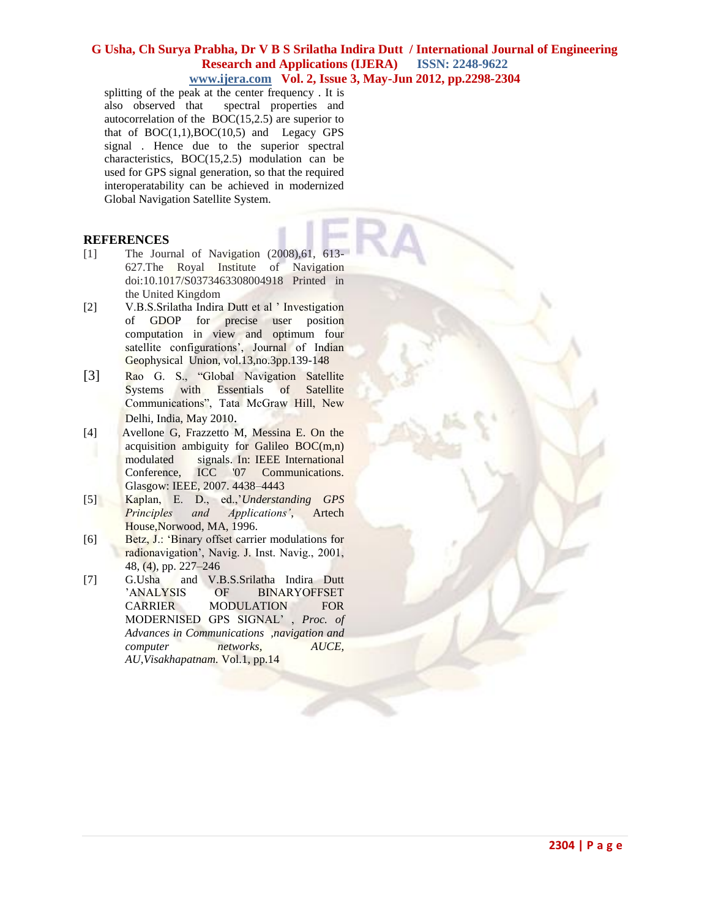splitting of the peak at the center frequency . It is also observed that spectral properties and autocorrelation of the BOC(15,2.5) are superior to that of BOC(1,1),BOC(10,5) and Legacy GPS signal . Hence due to the superior spectral characteristics, BOC(15,2.5) modulation can be used for GPS signal generation, so that the required interoperatability can be achieved in modernized Global Navigation Satellite System.

## REFERENCES

[1] The Journal of Navigation (2008),61, 613-627.The Royal Institute of Navigation doi:10.1017/S0373463308004918 Printed in the United Kingdom

[2] V.B.S.Srilatha Indira Dutt et al ' Investigation of GDOP for precise user position computation in view and optimum four satellite configurations', Journal of Indian Geophysical Union, vol.13,no.3pp.139-148

[3] Rao G. S., "Global Navigation Satellite Systems with Essentials of Satellite Communications", Tata McGraw Hill, New Delhi, India, May 2010.

[4] Avellone G, Frazzetto M, Messina E. On the acquisition ambiguity for Galileo BOC(m,n) modulated signals. In: IEEE International Conference, ICC '07 Communications. Glasgow: IEEE, 2007. 4438–4443

[5] Kaplan, E. D., ed.,'*Understanding GPS Principles and Applications'*, Artech House,Norwood, MA, 1996.

[6] Betz, J.: 'Binary offset carrier modulations for radionavigation', Navig. J. Inst. Navig., 2001, 48, (4), pp. 227–246

[7] G.Usha and V.B.S.Srilatha Indira Dutt 'ANALYSIS OF BINARYOFFSET CARRIER MODULATION FOR MODERNISED GPS SIGNAL' , *Proc. of Advances in Communications ,navigation and computer networks, AUCE, AU,Visakhapatnam.* Vol.1, pp.14